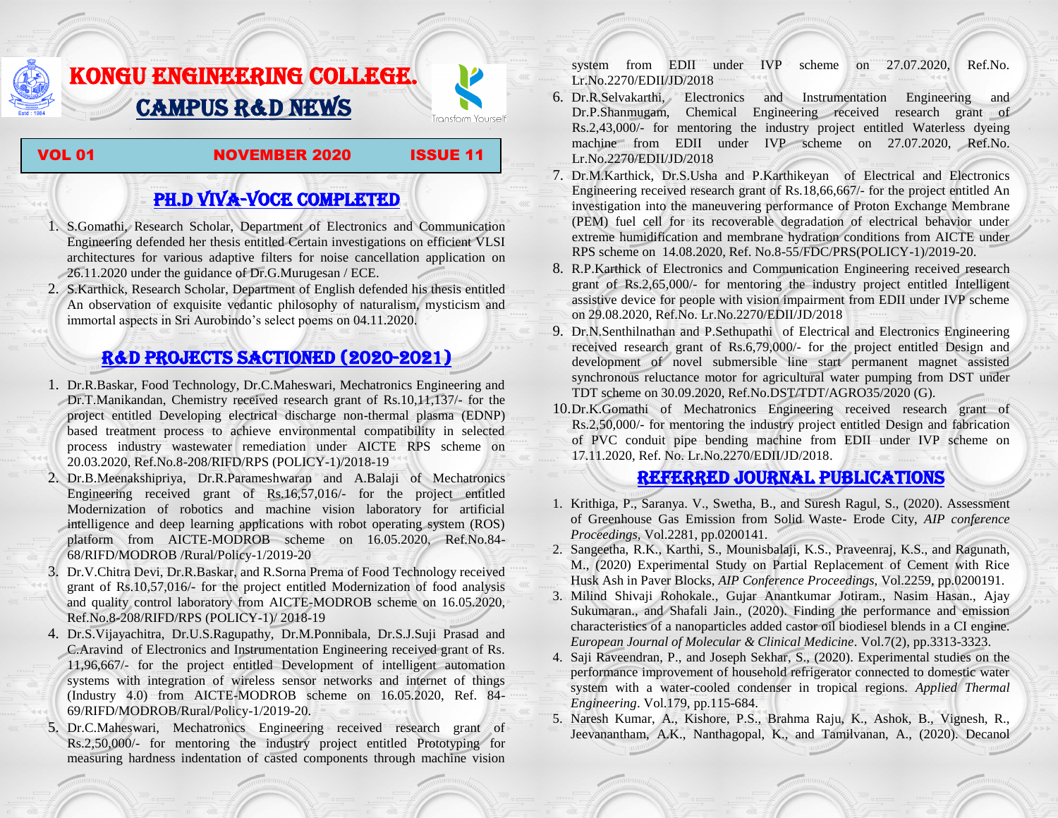# KONGU ENGINEERING COLLEGE.

# CAMPUS R&D NEWS

**VOL 01 NOVEMBER 2020 ISSUE 11**

## PH.D VIVA-VOCE COMPLETED

1. S.Gomathi, Research Scholar, Department of Electronics and Communication Engineering defended her thesis entitled Certain investigations on efficient VLSI architectures for various adaptive filters for noise cancellation application on 26.11.2020 under the guidance of Dr.G.Murugesan / ECE.
2. S.Karthick, Research Scholar, Department of English defended his thesis entitled An observation of exquisite vedantic philosophy of naturalism, mysticism and immortal aspects in Sri Aurobindo's select poems on 04.11.2020.

## R&D PROJECTS SACTIONED (2020-2021)

1. Dr.R.Baskar, Food Technology, Dr.C.Maheswari, Mechatronics Engineering and Dr.T.Manikandan, Chemistry received research grant of Rs.10,11,137/- for the project entitled Developing electrical discharge non-thermal plasma (EDNP) based treatment process to achieve environmental compatibility in selected process industry wastewater remediation under AICTE RPS scheme on 20.03.2020, Ref.No.8-208/RIFD/RPS (POLICY-1)/2018-19
2. Dr.B.Meenakshipriya, Dr.R.Parameshwaran and A.Balaji of Mechatronics Engineering received grant of Rs.16,57,016/- for the project entitled Modernization of robotics and machine vision laboratory for artificial intelligence and deep learning applications with robot operating system (ROS) platform from AICTE-MODROB scheme on 16.05.2020, Ref.No.84-68/RIFD/MODROB /Rural/Policy-1/2019-20
3. Dr.V.Chitra Devi, Dr.R.Baskar, and R.Sorna Prema of Food Technology received grant of Rs.10,57,016/- for the project entitled Modernization of food analysis and quality control laboratory from AICTE-MODROB scheme on 16.05.2020, Ref.No.8-208/RIFD/RPS (POLICY-1)/ 2018-19
4. Dr.S.Vijayachitra, Dr.U.S.Ragupathy, Dr.M.Ponnibala, Dr.S.J.Suji Prasad and C.Aravind of Electronics and Instrumentation Engineering received grant of Rs. 11,96,667/- for the project entitled Development of intelligent automation systems with integration of wireless sensor networks and internet of things (Industry 4.0) from AICTE-MODROB scheme on 16.05.2020, Ref. 84-69/RIFD/MODROB/Rural/Policy-1/2019-20.
5. Dr.C.Maheswari, Mechatronics Engineering received research grant of Rs.2,50,000/- for mentoring the industry project entitled Prototyping for measuring hardness indentation of casted components through machine vision system from EDII under IVP scheme on 27.07.2020, Ref.No. Lr.No.2270/EDII/JD/2018
6. Dr.R.Selvakarthi, Electronics and Instrumentation Engineering and Dr.P.Shanmugam, Chemical Engineering received research grant of Rs.2,43,000/- for mentoring the industry project entitled Waterless dyeing machine from EDII under IVP scheme on 27.07.2020, Ref.No. Lr.No.2270/EDII/JD/2018
7. Dr.M.Karthick, Dr.S.Usha and P.Karthikeyan of Electrical and Electronics Engineering received research grant of Rs.18,66,667/- for the project entitled An investigation into the maneuvering performance of Proton Exchange Membrane (PEM) fuel cell for its recoverable degradation of electrical behavior under extreme humidification and membrane hydration conditions from AICTE under RPS scheme on 14.08.2020, Ref. No.8-55/FDC/PRS(POLICY-1)/2019-20.
8. R.P.Karthick of Electronics and Communication Engineering received research grant of Rs.2,65,000/- for mentoring the industry project entitled Intelligent assistive device for people with vision impairment from EDII under IVP scheme on 29.08.2020, Ref.No. Lr.No.2270/EDII/JD/2018
9. Dr.N.Senthilnathan and P.Sethupathi of Electrical and Electronics Engineering received research grant of Rs.6,79,000/- for the project entitled Design and development of novel submersible line start permanent magnet assisted synchronous reluctance motor for agricultural water pumping from DST under TDT scheme on 30.09.2020, Ref.No.DST/TDT/AGRO35/2020 (G).
10. Dr.K.Gomathi of Mechatronics Engineering received research grant of Rs.2,50,000/- for mentoring the industry project entitled Design and fabrication of PVC conduit pipe bending machine from EDII under IVP scheme on 17.11.2020, Ref. No. Lr.No.2270/EDII/JD/2018.

## REFERRED JOURNAL PUBLICATIONS

1. Krithiga, P., Saranya. V., Swetha, B., and Suresh Ragul, S., (2020). Assessment of Greenhouse Gas Emission from Solid Waste- Erode City, *AIP conference Proceedings*, Vol.2281, pp.0200141.
2. Sangeetha, R.K., Karthi, S., Mounisbalaji, K.S., Praveenraj, K.S., and Ragunath, M., (2020) Experimental Study on Partial Replacement of Cement with Rice Husk Ash in Paver Blocks, *AIP Conference Proceedings*, Vol.2259, pp.0200191.
3. Milind Shivaji Rohokale., Gujar Anantkumar Jotiram., Nasim Hasan., Ajay Sukumaran., and Shafali Jain., (2020). Finding the performance and emission characteristics of a nanoparticles added castor oil biodiesel blends in a CI engine. *European Journal of Molecular & Clinical Medicine*. Vol.7(2), pp.3313-3323.
4. Saji Raveendran, P., and Joseph Sekhar, S., (2020). Experimental studies on the performance improvement of household refrigerator connected to domestic water system with a water-cooled condenser in tropical regions. *Applied Thermal Engineering*. Vol.179, pp.115-684.
5. Naresh Kumar, A., Kishore, P.S., Brahma Raju, K., Ashok, B., Vignesh, R., Jeevanantham, A.K., Nanthagopal, K., and Tamilvanan, A., (2020). Decanol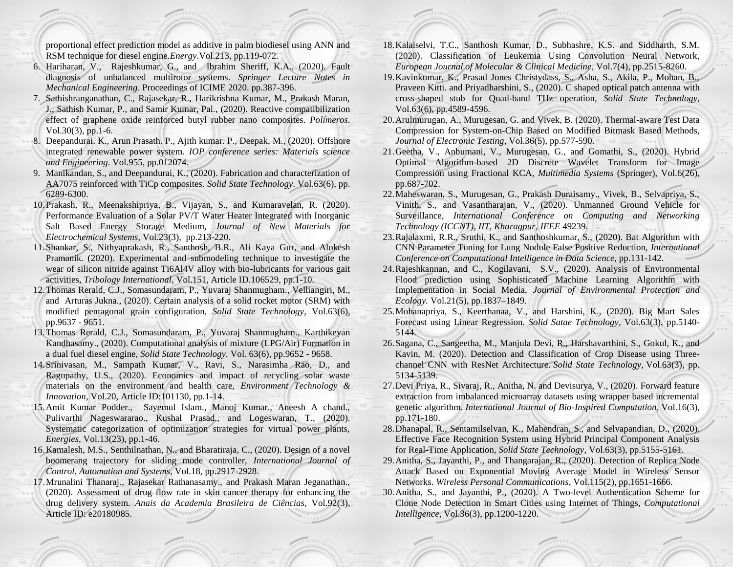proportional effect prediction model as additive in palm biodiesel using ANN and RSM technique for diesel engine.*Energy*.Vol.213, pp.119-072.

6. Hariharan, V., Rajeshkumar, G., and Ibrahim Sheriff, K.A., (2020). Fault diagnosis of unbalanced multirotor systems. *Springer Lecture Notes in Mechanical Engineering*. Proceedings of ICIME 2020. pp.387-396.
7. Sathishranganathan, C., Rajasekar, R., Harikrishna Kumar, M., Prakash Maran, J., Sathish Kumar, P., and Samir Kumar, Pal., (2020). Reactive compatibilization effect of graphene oxide reinforced butyl rubber nano composites. *Polímeros*. Vol.30(3), pp.1-6.
8. Deepandurai. K., Arun Prasath. P., Ajith kumar. P., Deepak, M., (2020). Offshore integrated renewable power system. *IOP conference series: Materials science and Engineering*. Vol.955, pp.012074.
9. Manikandan, S., and Deepandurai, K., (2020). Fabrication and characterization of AA7075 reinforced with TiCp composites. *Solid State Technology*. Vol.63(6), pp. 6289-6300.
10. Prakash, R., Meenakshipriya, B., Vijayan, S., and Kumaravelan, R. (2020). Performance Evaluation of a Solar PV/T Water Heater Integrated with Inorganic Salt Based Energy Storage Medium, *Journal of New Materials for Electrochemical Systems*, Vol.23(3), pp.213-220.
11. Shankar, S., Nithyaprakash, R., Santhosh, B.R., Ali Kaya Gur, and Alokesh Pramanik. (2020). Experimental and submodeling technique to investigate the wear of silicon nitride against Ti6Al4V alloy with bio-lubricants for various gait activities, *Tribology International*, Vol.151, Article ID.106529, pp.1-10.
12. Thomas Rerald, C.J., Somasundaram, P., Yuvaraj Shanmugham., Velliangiri, M., and Arturas Jukna., (2020). Certain analysis of a solid rocket motor (SRM) with modified pentagonal grain configuration, *Solid State Technology*, Vol.63(6), pp.9637 - 9651.
13. Thomas Rerald, C.J., Somasundaram, P., Yuvaraj Shanmugham., Karthikeyan Kandhasamy., (2020). Computational analysis of mixture (LPG/Air) Formation in a dual fuel diesel engine, *Solid State Technology*. Vol. 63(6), pp.9652 - 9658.
14. Srinivasan, M., Sampath Kumar, V., Ravi, S., Narasimha Rao, D., and Ragupathy, U.S., (2020). Economics and impact of recycling solar waste materials on the environment and health care, *Environment Technology & Innovation*, Vol.20, Article ID:101130, pp.1-14.
15. Amit Kumar Podder., Sayemul Islam., Manoj Kumar., Aneesh A chand., Pulivarthi Nageswararao., Kushal Prasad., and Logeswaran, T., (2020). Systematic categorization of optimization strategies for virtual power plants, *Energies*, Vol.13(23), pp.1-46.
16. Kamalesh, M.S., Senthilnathan, N., and Bharatiraja, C., (2020). Design of a novel boomerang trajectory for sliding mode controller, *International Journal of Control, Automation and Systems*, Vol.18, pp.2917-2928.
17. Mrunalini Thanaraj., Rajasekar Rathanasamy., and Prakash Maran Jeganathan., (2020). Assessment of drug flow rate in skin cancer therapy for enhancing the drug delivery system. *Anais da Academia Brasileira de Ciências*, Vol.92(3), Article ID: e20180985.
18. Kalaiselvi, T.C., Santhosh Kumar, D., Subhashre, K.S. and Siddharth, S.M. (2020). Classification of Leukemia Using Convolution Neural Network, *European Journal of Molecular & Clinical Medicine*, Vol.7(4), pp.2515-8260.
19. Kavinkumar, K., Prasad Jones Christydass, S., Asha, S., Akila, P., Mohan, B., Praveen Kitti. and Priyadharshini, S., (2020). C shaped optical patch antenna with cross-shaped stub for Quad-band THz operation, *Solid State Technology*, Vol.63(6), pp.4589-4596.
20. Arulmurugan, A., Murugesan, G. and Vivek, B. (2020). Thermal-aware Test Data Compression for System-on-Chip Based on Modified Bitmask Based Methods, *Journal of Electronic Testing*, Vol.36(5), pp.577-590.
21. Geetha, V., Anbumani, V., Murugesan, G., and Gomathi, S., (2020). Hybrid Optimal Algorithm-based 2D Discrete Wavelet Transform for Image Compression using Fractional KCA, *Multimedia Systems* (Springer), Vol.6(26), pp.687-702.
22. Maheswaran, S., Murugesan, G., Prakash Duraisamy., Vivek, B., Selvapriya, S., Vinith, S., and Vasantharajan, V., (2020). Unmanned Ground Vehicle for Surveillance, *International Conference on Computing and Networking Technology (ICCNT), IIT, Kharagpur, IEEE* 49239.
23. Rajalaxmi, R.R., Sruthi, K., and Santhoshkumar, S., (2020). Bat Algorithm with CNN Parameter Tuning for Lung Nodule False Positive Reduction, *International Conference on Computational Intelligence in Data Science*, pp.131-142.
24. Rajeshkannan, and C., Kogilavani, S.V., (2020). Analysis of Environmental Flood prediction using Sophisticated Machine Learning Algorithm with Implementation in Social Media, *Journal of Environmental Protection and Ecology.* Vol.21(5), pp.1837–1849.
25. Mohanapriya, S., Keerthanaa, V., and Harshini, K., (2020). Big Mart Sales Forecast using Linear Regression. *Solid Satae Technology*, Vol.63(3), pp.5140-5144.
26. Sagana, C., Sangeetha, M., Manjula Devi, R., Harshavarthini, S., Gokul, K., and Kavin, M. (2020). Detection and Classification of Crop Disease using Three-channel CNN with ResNet Architecture. *Solid State Technology*, Vol.63(3), pp. 5134-5139.
27. Devi Priya, R., Sivaraj, R., Anitha, N. and Devisurya, V., (2020). Forward feature extraction from imbalanced microarray datasets using wrapper based incremental genetic algorithm. *International Journal of Bio-Inspired Computation*, Vol.16(3), pp.171-180.
28. Dhanapal, R., Sentamilselvan, K., Mahendran, S., and Selvapandian, D., (2020). Effective Face Recognition System using Hybrid Principal Component Analysis for Real-Time Application, *Solid State Technology*, Vol.63(3), pp.5155-5161.
29. Anitha, S., Jayanthi, P., and Thangarajan, R., (2020). Detection of Replica Node Attack Based on Exponential Moving Average Model in Wireless Sensor Networks. *Wireless Personal Communications*, Vol.115(2), pp.1651-1666.
30. Anitha, S., and Jayanthi, P., (2020). A Two-level Authentication Scheme for Clone Node Detection in Smart Cities using Internet of Things, *Computational Intelligence*, Vol.36(3), pp.1200-1220.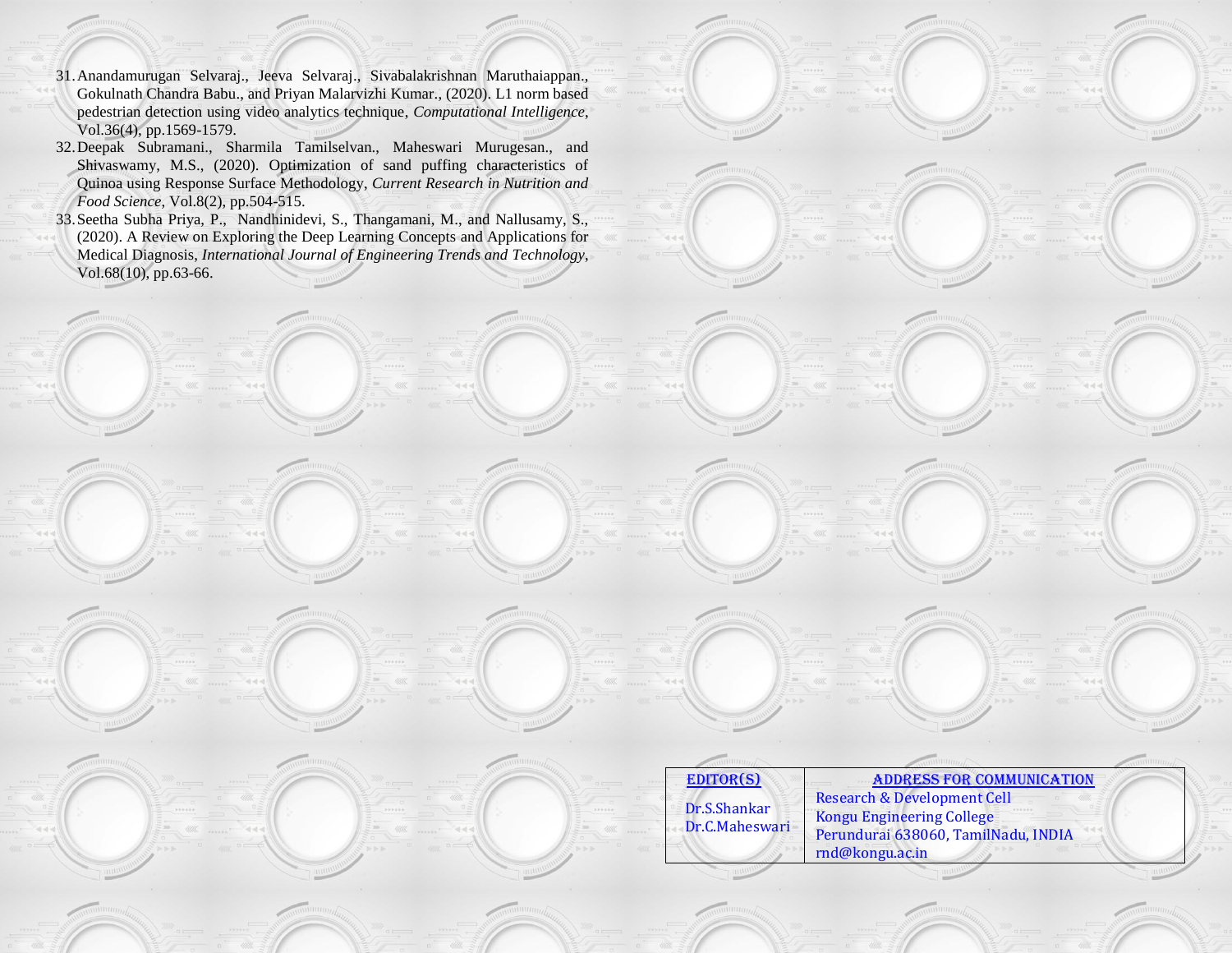31. Anandamurugan Selvaraj., Jeeva Selvaraj., Sivabalakrishnan Maruthaiappan., Gokulnath Chandra Babu., and Priyan Malarvizhi Kumar., (2020). L1 norm based pedestrian detection using video analytics technique, *Computational Intelligence*, Vol.36(4), pp.1569-1579.
32. Deepak Subramani., Sharmila Tamilselvan., Maheswari Murugesan., and Shivaswamy, M.S., (2020). Optimization of sand puffing characteristics of Quinoa using Response Surface Methodology, *Current Research in Nutrition and Food Science*, Vol.8(2), pp.504-515.
33. Seetha Subha Priya, P., Nandhinidevi, S., Thangamani, M., and Nallusamy, S., (2020). A Review on Exploring the Deep Learning Concepts and Applications for Medical Diagnosis, *International Journal of Engineering Trends and Technology*, Vol.68(10), pp.63-66.

| EDITOR(S) | ADDRESS FOR COMMUNICATION |
| --- | --- |
| Dr.S.Shankar<br>Dr.C.Maheswari | Research & Development Cell<br>Kongu Engineering College<br>Perundurai 638060, TamilNadu, INDIA<br>rnd@kongu.ac.in |